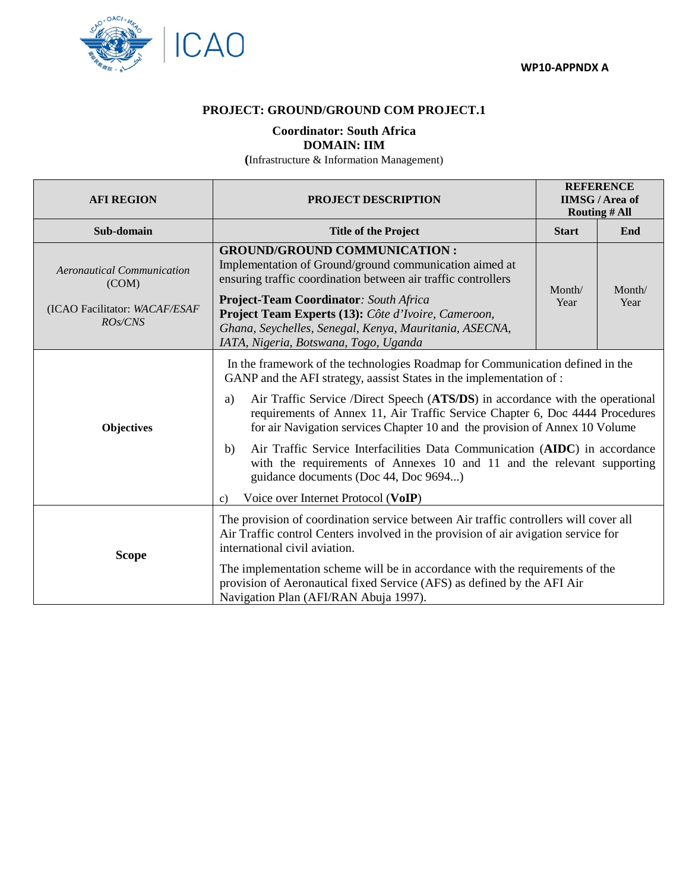WP10-APPNDX A

**PROJECT: GROUND/GROUND COM PROJECT.1**

**Coordinator: South Africa**
**DOMAIN: IIM**
**(**Infrastructure & Information Management)

| **AFI REGION** | **PROJECT DESCRIPTION** | **REFERENCE IIMSG / Area of Routing # All** | |
|---|---|---|---|
| **Sub-domain** | **Title of the Project** | **Start** | **End** |
| *Aeronautical Communication* (COM)<br><br>(ICAO Facilitator: *WACAF/ESAF ROs/CNS* | **GROUND/GROUND COMMUNICATION :** Implementation of Ground/ground communication aimed at ensuring traffic coordination between air traffic controllers<br><br>**Project-Team Coordinator***: South Africa*<br>**Project Team Experts (13):** *Côte d'Ivoire, Cameroon, Ghana, Seychelles, Senegal, Kenya, Mauritania, ASECNA, IATA, Nigeria, Botswana, Togo, Uganda* | Month/ Year | Month/ Year |
| **Objectives** | In the framework of the technologies Roadmap for Communication defined in the GANP and the AFI strategy, aassist States in the implementation of :<br><br>a) Air Traffic Service /Direct Speech (**ATS/DS**) in accordance with the operational requirements of Annex 11, Air Traffic Service Chapter 6, Doc 4444 Procedures for air Navigation services Chapter 10 and the provision of Annex 10 Volume<br><br>b) Air Traffic Service Interfacilities Data Communication (**AIDC**) in accordance with the requirements of Annexes 10 and 11 and the relevant supporting guidance documents (Doc 44, Doc 9694...)<br><br>c) Voice over Internet Protocol (**VoIP**) | | |
| **Scope** | The provision of coordination service between Air traffic controllers will cover all Air Traffic control Centers involved in the provision of air avigation service for international civil aviation.<br><br>The implementation scheme will be in accordance with the requirements of the provision of Aeronautical fixed Service (AFS) as defined by the AFI Air Navigation Plan (AFI/RAN Abuja 1997). | | |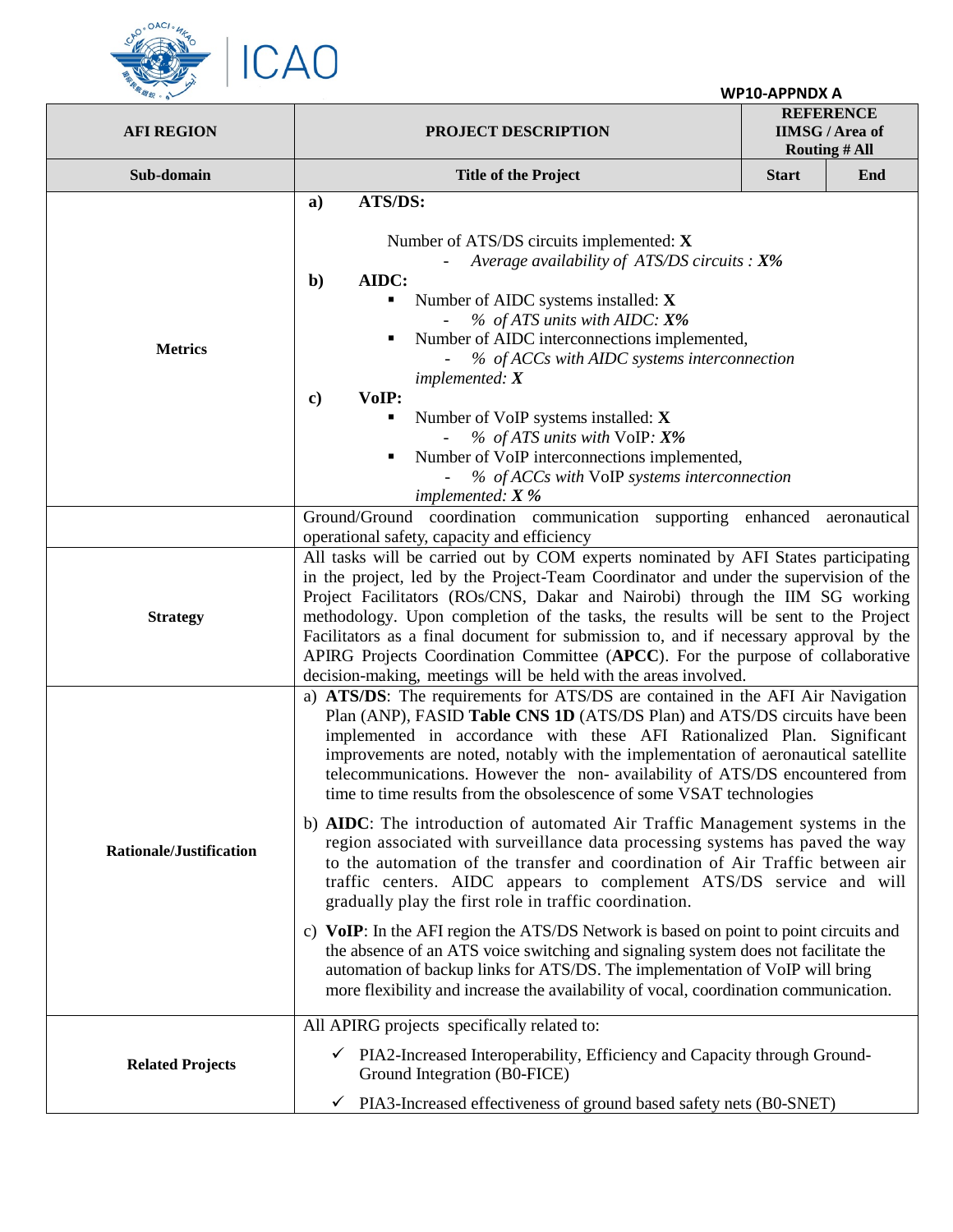WP10-APPNDX A

| AFI REGION | PROJECT DESCRIPTION | REFERENCE IIMSG / Area of Routing # All | |
|---|---|---|---|
| **Sub-domain** | **Title of the Project** | **Start** | **End** |
| **Metrics** | **a) ATS/DS:**<br><br>Number of ATS/DS circuits implemented: **X**<br>- *Average availability of ATS/DS circuits : **X%***<br>**b) AIDC:**<br>▪ Number of AIDC systems installed: **X**<br>- *% of ATS units with AIDC: **X%***<br>▪ Number of AIDC interconnections implemented,<br>- *% of ACCs with AIDC systems interconnection implemented: **X***<br>**c) VoIP:**<br>▪ Number of VoIP systems installed: **X**<br>- *% of ATS units with* VoIP*: **X%***<br>▪ Number of VoIP interconnections implemented,<br>- *% of ACCs with* VoIP *systems interconnection implemented: **X %*** | | |
| | Ground/Ground coordination communication supporting enhanced aeronautical operational safety, capacity and efficiency | | |
| **Strategy** | All tasks will be carried out by COM experts nominated by AFI States participating in the project, led by the Project-Team Coordinator and under the supervision of the Project Facilitators (ROs/CNS, Dakar and Nairobi) through the IIM SG working methodology. Upon completion of the tasks, the results will be sent to the Project Facilitators as a final document for submission to, and if necessary approval by the APIRG Projects Coordination Committee (**APCC**). For the purpose of collaborative decision-making, meetings will be held with the areas involved. | | |
| **Rationale/Justification** | a) **ATS/DS**: The requirements for ATS/DS are contained in the AFI Air Navigation Plan (ANP), FASID **Table CNS 1D** (ATS/DS Plan) and ATS/DS circuits have been implemented in accordance with these AFI Rationalized Plan. Significant improvements are noted, notably with the implementation of aeronautical satellite telecommunications. However the non- availability of ATS/DS encountered from time to time results from the obsolescence of some VSAT technologies<br><br>b) **AIDC**: The introduction of automated Air Traffic Management systems in the region associated with surveillance data processing systems has paved the way to the automation of the transfer and coordination of Air Traffic between air traffic centers. AIDC appears to complement ATS/DS service and will gradually play the first role in traffic coordination.<br><br>c) **VoIP**: In the AFI region the ATS/DS Network is based on point to point circuits and the absence of an ATS voice switching and signaling system does not facilitate the automation of backup links for ATS/DS. The implementation of VoIP will bring more flexibility and increase the availability of vocal, coordination communication. | | |
| **Related Projects** | All APIRG projects specifically related to:<br><br>✓ PIA2-Increased Interoperability, Efficiency and Capacity through Ground-Ground Integration (B0-FICE)<br><br>✓ PIA3-Increased effectiveness of ground based safety nets (B0-SNET) | | |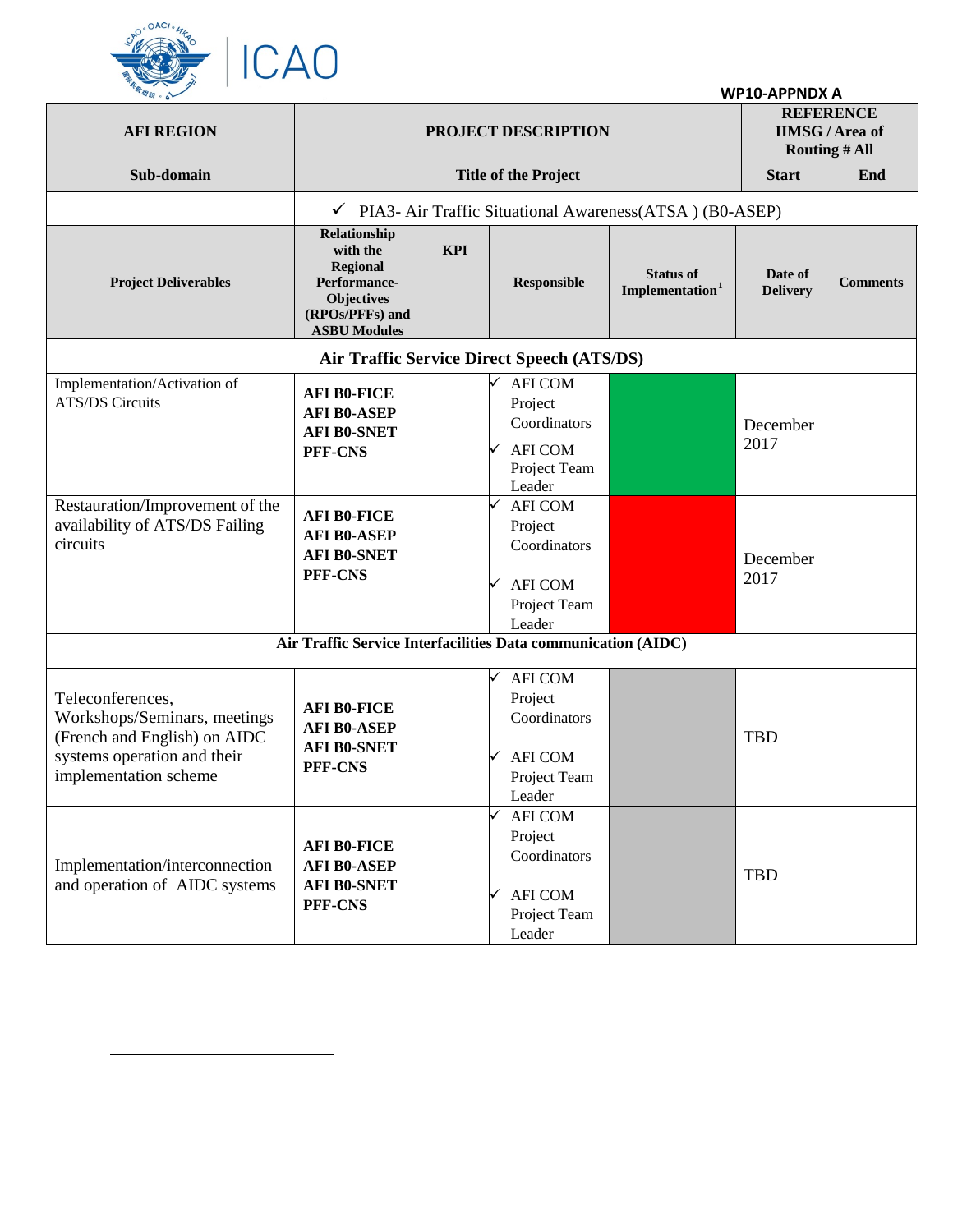WP10-APPNDX A

| AFI REGION | PROJECT DESCRIPTION | | | | REFERENCE IIMSG / Area of Routing # All | |
|---|---|---|---|---|---|---|
| Sub-domain | Title of the Project | | | | Start | End |
| | ✓ PIA3- Air Traffic Situational Awareness(ATSA ) (B0-ASEP) | | | | | |
| Project Deliverables | Relationship with the Regional Performance-Objectives (RPOs/PFFs) and ASBU Modules | KPI | Responsible | Status of Implementation[1] | Date of Delivery | Comments |
| **Air Traffic Service Direct Speech (ATS/DS)** | | | | | | |
| Implementation/Activation of ATS/DS Circuits | **AFI B0-FICE** **AFI B0-ASEP** **AFI B0-SNET** **PFF-CNS** | | ✓ AFI COM Project Coordinators ✓ AFI COM Project Team Leader | | December 2017 | |
| Restauration/Improvement of the availability of ATS/DS Failing circuits | **AFI B0-FICE** **AFI B0-ASEP** **AFI B0-SNET** **PFF-CNS** | | ✓ AFI COM Project Coordinators ✓ AFI COM Project Team Leader | | December 2017 | |
| **Air Traffic Service Interfacilities Data communication (AIDC)** | | | | | | |
| Teleconferences, Workshops/Seminars, meetings (French and English) on AIDC systems operation and their implementation scheme | **AFI B0-FICE** **AFI B0-ASEP** **AFI B0-SNET** **PFF-CNS** | | ✓ AFI COM Project Coordinators ✓ AFI COM Project Team Leader | | TBD | |
| Implementation/interconnection and operation of AIDC systems | **AFI B0-FICE** **AFI B0-ASEP** **AFI B0-SNET** **PFF-CNS** | | ✓ AFI COM Project Coordinators ✓ AFI COM Project Team Leader | | TBD | |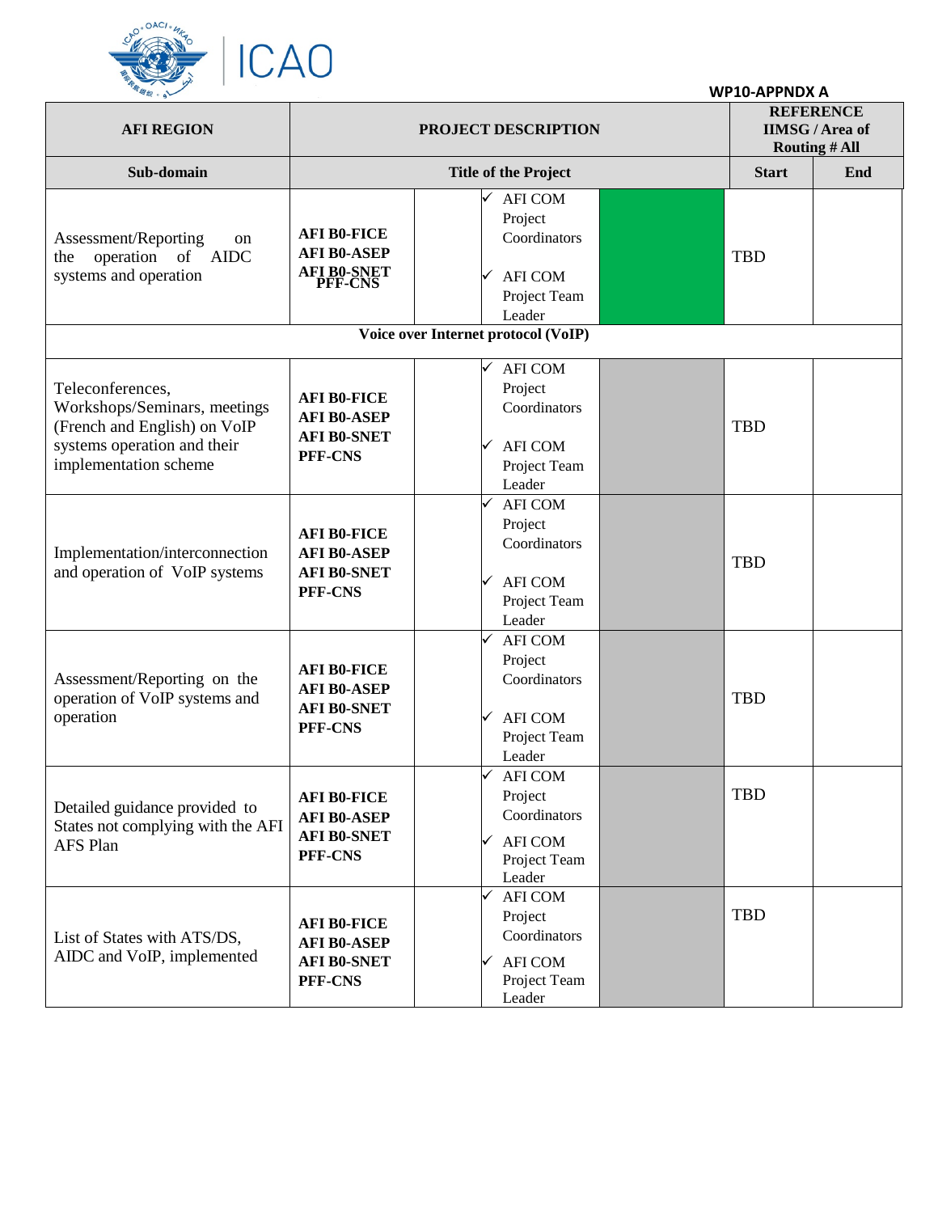**WP10-APPNDX A**

| AFI REGION | PROJECT DESCRIPTION | | | | REFERENCE IIMSG / Area of Routing # All | |
|---|---|---|---|---|---|---|
| Sub-domain | Title of the Project | | | | Start | End |
| Assessment/Reporting on the operation of AIDC systems and operation | **AFI B0-FICE**<br>**AFI B0-ASEP**<br>**AFI B0-SNET**<br>**PFF-CNS** | | ✓ AFI COM Project Coordinators<br>✓ AFI COM Project Team Leader | | TBD | |
| **Voice over Internet protocol (VoIP)** | | | | | | |
| Teleconferences, Workshops/Seminars, meetings (French and English) on VoIP systems operation and their implementation scheme | **AFI B0-FICE**<br>**AFI B0-ASEP**<br>**AFI B0-SNET**<br>**PFF-CNS** | | ✓ AFI COM Project Coordinators<br>✓ AFI COM Project Team Leader | | TBD | |
| Implementation/interconnection and operation of VoIP systems | **AFI B0-FICE**<br>**AFI B0-ASEP**<br>**AFI B0-SNET**<br>**PFF-CNS** | | ✓ AFI COM Project Coordinators<br>✓ AFI COM Project Team Leader | | TBD | |
| Assessment/Reporting on the operation of VoIP systems and operation | **AFI B0-FICE**<br>**AFI B0-ASEP**<br>**AFI B0-SNET**<br>**PFF-CNS** | | ✓ AFI COM Project Coordinators<br>✓ AFI COM Project Team Leader | | TBD | |
| Detailed guidance provided to States not complying with the AFI AFS Plan | **AFI B0-FICE**<br>**AFI B0-ASEP**<br>**AFI B0-SNET**<br>**PFF-CNS** | | ✓ AFI COM Project Coordinators<br>✓ AFI COM Project Team Leader | | TBD | |
| List of States with ATS/DS, AIDC and VoIP, implemented | **AFI B0-FICE**<br>**AFI B0-ASEP**<br>**AFI B0-SNET**<br>**PFF-CNS** | | ✓ AFI COM Project Coordinators<br>✓ AFI COM Project Team Leader | | TBD | |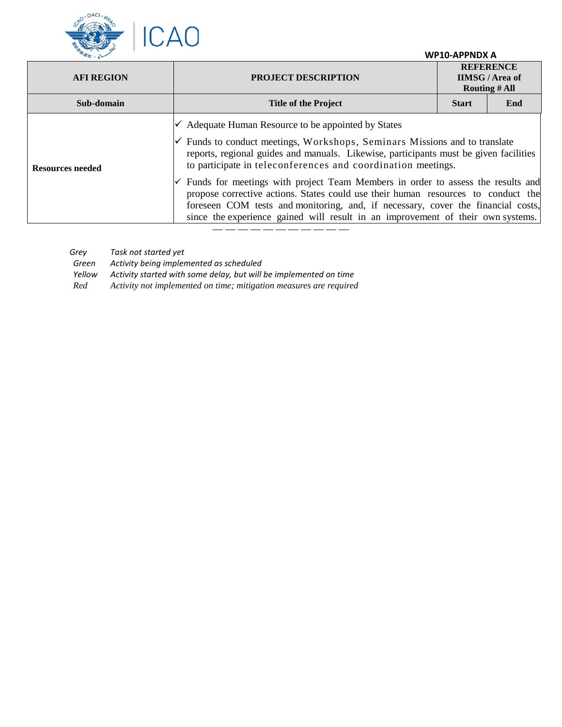WP10-APPNDX A

| AFI REGION | PROJECT DESCRIPTION | REFERENCE IIMSG / Area of Routing # All | |
|---|---|---|---|
| **Sub-domain** | **Title of the Project** | **Start** | **End** |
| **Resources needed** | ✓ Adequate Human Resource to be appointed by States<br>✓ Funds to conduct meetings, Workshops, Seminars Missions and to translate reports, regional guides and manuals. Likewise, participants must be given facilities to participate in teleconferences and coordination meetings.<br>✓ Funds for meetings with project Team Members in order to assess the results and propose corrective actions. States could use their human resources to conduct the foreseen COM tests and monitoring, and, if necessary, cover the financial costs, since the experience gained will result in an improvement of their own systems. | | |

— — — — — — — — — — — —

| | |
|---|---|
| *Grey* | *Task not started yet* |
| *Green* | *Activity being implemented as scheduled* |
| *Yellow* | *Activity started with some delay, but will be implemented on time* |
| *Red* | *Activity not implemented on time; mitigation measures are required* |